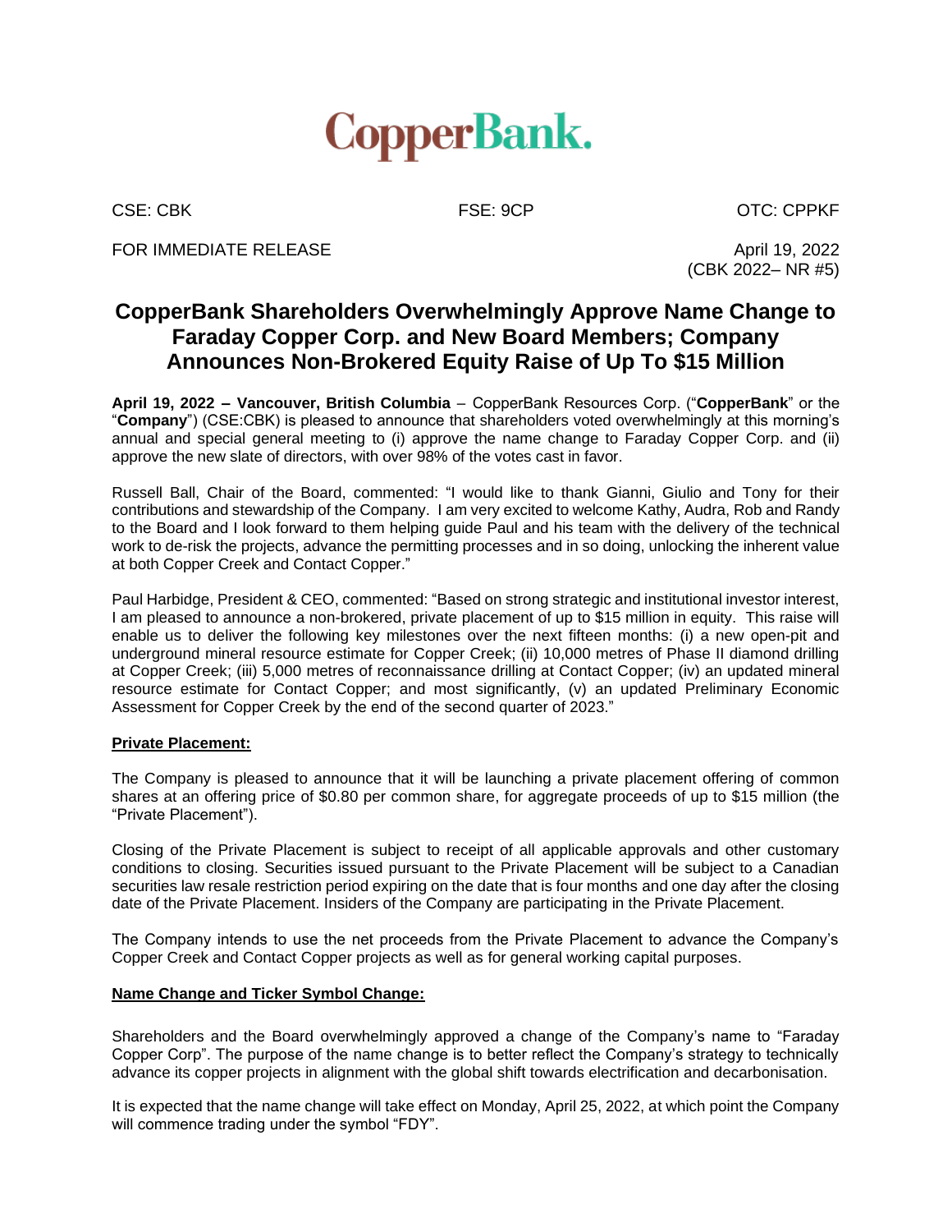CopperBank.

CSE: CBK FSE: 9CP OTC: CPPKF

FOR IMMEDIATE RELEASE

April 19, 2022
(CBK 2022– NR #5)

# CopperBank Shareholders Overwhelmingly Approve Name Change to Faraday Copper Corp. and New Board Members; Company Announces Non-Brokered Equity Raise of Up To $15 Million

**April 19, 2022 – Vancouver, British Columbia** – CopperBank Resources Corp. ("**CopperBank**" or the "**Company**") (CSE:CBK) is pleased to announce that shareholders voted overwhelmingly at this morning's annual and special general meeting to (i) approve the name change to Faraday Copper Corp. and (ii) approve the new slate of directors, with over 98% of the votes cast in favor.

Russell Ball, Chair of the Board, commented: "I would like to thank Gianni, Giulio and Tony for their contributions and stewardship of the Company. I am very excited to welcome Kathy, Audra, Rob and Randy to the Board and I look forward to them helping guide Paul and his team with the delivery of the technical work to de-risk the projects, advance the permitting processes and in so doing, unlocking the inherent value at both Copper Creek and Contact Copper."

Paul Harbidge, President & CEO, commented: "Based on strong strategic and institutional investor interest, I am pleased to announce a non-brokered, private placement of up to $15 million in equity. This raise will enable us to deliver the following key milestones over the next fifteen months: (i) a new open-pit and underground mineral resource estimate for Copper Creek; (ii) 10,000 metres of Phase II diamond drilling at Copper Creek; (iii) 5,000 metres of reconnaissance drilling at Contact Copper; (iv) an updated mineral resource estimate for Contact Copper; and most significantly, (v) an updated Preliminary Economic Assessment for Copper Creek by the end of the second quarter of 2023."

## Private Placement:

The Company is pleased to announce that it will be launching a private placement offering of common shares at an offering price of $0.80 per common share, for aggregate proceeds of up to $15 million (the "Private Placement").

Closing of the Private Placement is subject to receipt of all applicable approvals and other customary conditions to closing. Securities issued pursuant to the Private Placement will be subject to a Canadian securities law resale restriction period expiring on the date that is four months and one day after the closing date of the Private Placement. Insiders of the Company are participating in the Private Placement.

The Company intends to use the net proceeds from the Private Placement to advance the Company's Copper Creek and Contact Copper projects as well as for general working capital purposes.

## Name Change and Ticker Symbol Change:

Shareholders and the Board overwhelmingly approved a change of the Company's name to "Faraday Copper Corp". The purpose of the name change is to better reflect the Company's strategy to technically advance its copper projects in alignment with the global shift towards electrification and decarbonisation.

It is expected that the name change will take effect on Monday, April 25, 2022, at which point the Company will commence trading under the symbol "FDY".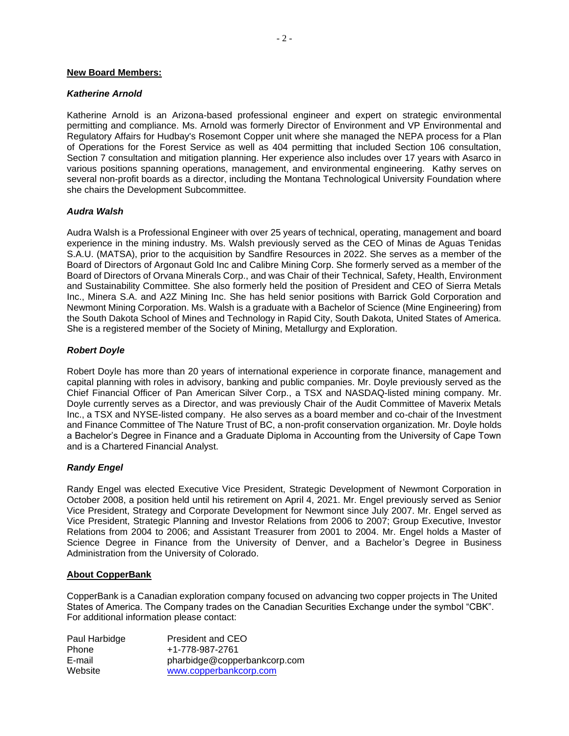**New Board Members:**

***Katherine Arnold***

Katherine Arnold is an Arizona-based professional engineer and expert on strategic environmental permitting and compliance. Ms. Arnold was formerly Director of Environment and VP Environmental and Regulatory Affairs for Hudbay's Rosemont Copper unit where she managed the NEPA process for a Plan of Operations for the Forest Service as well as 404 permitting that included Section 106 consultation, Section 7 consultation and mitigation planning. Her experience also includes over 17 years with Asarco in various positions spanning operations, management, and environmental engineering. Kathy serves on several non-profit boards as a director, including the Montana Technological University Foundation where she chairs the Development Subcommittee.

***Audra Walsh***

Audra Walsh is a Professional Engineer with over 25 years of technical, operating, management and board experience in the mining industry. Ms. Walsh previously served as the CEO of Minas de Aguas Tenidas S.A.U. (MATSA), prior to the acquisition by Sandfire Resources in 2022. She serves as a member of the Board of Directors of Argonaut Gold Inc and Calibre Mining Corp. She formerly served as a member of the Board of Directors of Orvana Minerals Corp., and was Chair of their Technical, Safety, Health, Environment and Sustainability Committee. She also formerly held the position of President and CEO of Sierra Metals Inc., Minera S.A. and A2Z Mining Inc. She has held senior positions with Barrick Gold Corporation and Newmont Mining Corporation. Ms. Walsh is a graduate with a Bachelor of Science (Mine Engineering) from the South Dakota School of Mines and Technology in Rapid City, South Dakota, United States of America. She is a registered member of the Society of Mining, Metallurgy and Exploration.

***Robert Doyle***

Robert Doyle has more than 20 years of international experience in corporate finance, management and capital planning with roles in advisory, banking and public companies. Mr. Doyle previously served as the Chief Financial Officer of Pan American Silver Corp., a TSX and NASDAQ-listed mining company. Mr. Doyle currently serves as a Director, and was previously Chair of the Audit Committee of Maverix Metals Inc., a TSX and NYSE-listed company. He also serves as a board member and co-chair of the Investment and Finance Committee of The Nature Trust of BC, a non-profit conservation organization. Mr. Doyle holds a Bachelor's Degree in Finance and a Graduate Diploma in Accounting from the University of Cape Town and is a Chartered Financial Analyst.

***Randy Engel***

Randy Engel was elected Executive Vice President, Strategic Development of Newmont Corporation in October 2008, a position held until his retirement on April 4, 2021. Mr. Engel previously served as Senior Vice President, Strategy and Corporate Development for Newmont since July 2007. Mr. Engel served as Vice President, Strategic Planning and Investor Relations from 2006 to 2007; Group Executive, Investor Relations from 2004 to 2006; and Assistant Treasurer from 2001 to 2004. Mr. Engel holds a Master of Science Degree in Finance from the University of Denver, and a Bachelor's Degree in Business Administration from the University of Colorado.

**About CopperBank**

CopperBank is a Canadian exploration company focused on advancing two copper projects in The United States of America. The Company trades on the Canadian Securities Exchange under the symbol "CBK". For additional information please contact:

| | |
|---|---|
| Paul Harbidge | President and CEO |
| Phone | +1-778-987-2761 |
| E-mail | pharbidge@copperbankcorp.com |
| Website | www.copperbankcorp.com |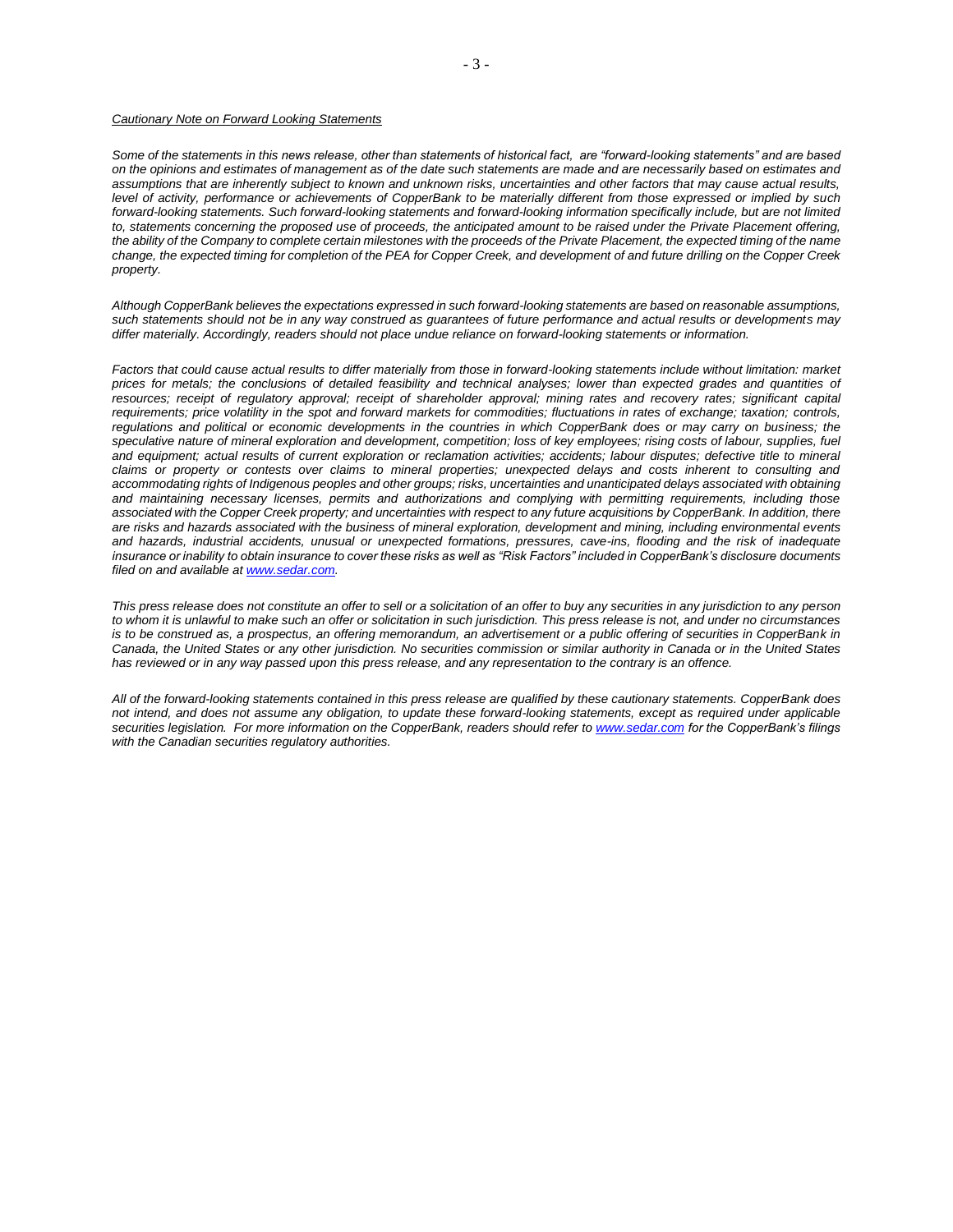*Cautionary Note on Forward Looking Statements*

*Some of the statements in this news release, other than statements of historical fact, are "forward-looking statements" and are based on the opinions and estimates of management as of the date such statements are made and are necessarily based on estimates and assumptions that are inherently subject to known and unknown risks, uncertainties and other factors that may cause actual results, level of activity, performance or achievements of CopperBank to be materially different from those expressed or implied by such forward-looking statements. Such forward-looking statements and forward-looking information specifically include, but are not limited to, statements concerning the proposed use of proceeds, the anticipated amount to be raised under the Private Placement offering, the ability of the Company to complete certain milestones with the proceeds of the Private Placement, the expected timing of the name change, the expected timing for completion of the PEA for Copper Creek, and development of and future drilling on the Copper Creek property.*

*Although CopperBank believes the expectations expressed in such forward-looking statements are based on reasonable assumptions, such statements should not be in any way construed as guarantees of future performance and actual results or developments may differ materially. Accordingly, readers should not place undue reliance on forward-looking statements or information.*

*Factors that could cause actual results to differ materially from those in forward-looking statements include without limitation: market prices for metals; the conclusions of detailed feasibility and technical analyses; lower than expected grades and quantities of resources; receipt of regulatory approval; receipt of shareholder approval; mining rates and recovery rates; significant capital requirements; price volatility in the spot and forward markets for commodities; fluctuations in rates of exchange; taxation; controls, regulations and political or economic developments in the countries in which CopperBank does or may carry on business; the speculative nature of mineral exploration and development, competition; loss of key employees; rising costs of labour, supplies, fuel and equipment; actual results of current exploration or reclamation activities; accidents; labour disputes; defective title to mineral claims or property or contests over claims to mineral properties; unexpected delays and costs inherent to consulting and accommodating rights of Indigenous peoples and other groups; risks, uncertainties and unanticipated delays associated with obtaining and maintaining necessary licenses, permits and authorizations and complying with permitting requirements, including those associated with the Copper Creek property; and uncertainties with respect to any future acquisitions by CopperBank. In addition, there are risks and hazards associated with the business of mineral exploration, development and mining, including environmental events and hazards, industrial accidents, unusual or unexpected formations, pressures, cave-ins, flooding and the risk of inadequate insurance or inability to obtain insurance to cover these risks as well as "Risk Factors" included in CopperBank's disclosure documents filed on and available at [www.sedar.com](http://www.sedar.com).*

*This press release does not constitute an offer to sell or a solicitation of an offer to buy any securities in any jurisdiction to any person to whom it is unlawful to make such an offer or solicitation in such jurisdiction. This press release is not, and under no circumstances is to be construed as, a prospectus, an offering memorandum, an advertisement or a public offering of securities in CopperBank in Canada, the United States or any other jurisdiction. No securities commission or similar authority in Canada or in the United States has reviewed or in any way passed upon this press release, and any representation to the contrary is an offence.*

*All of the forward-looking statements contained in this press release are qualified by these cautionary statements. CopperBank does not intend, and does not assume any obligation, to update these forward-looking statements, except as required under applicable securities legislation. For more information on the CopperBank, readers should refer to [www.sedar.com](http://www.sedar.com) for the CopperBank's filings with the Canadian securities regulatory authorities.*